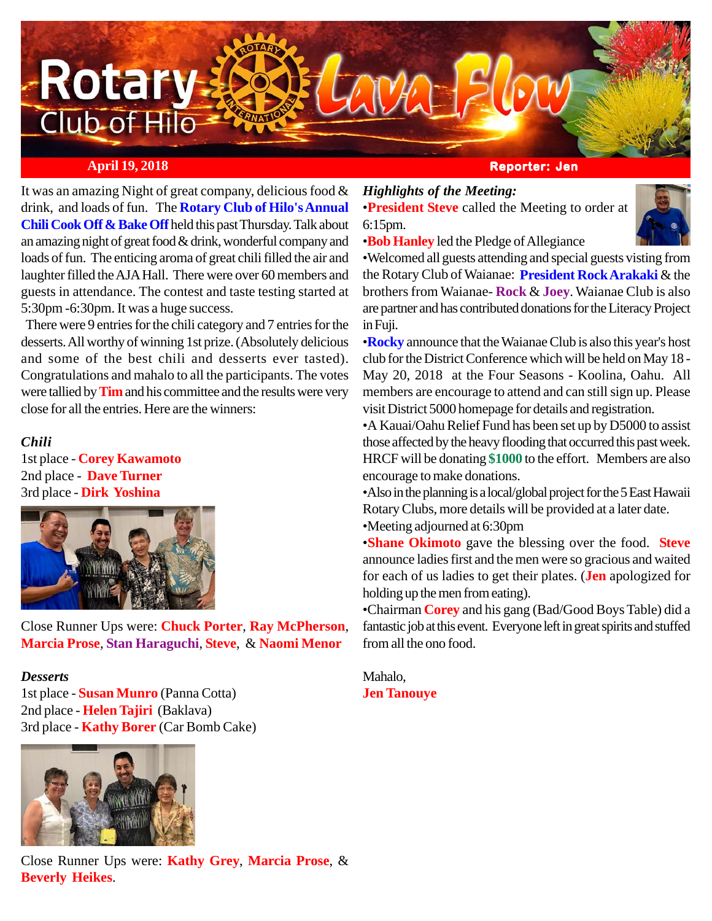# Rotary Club of Hilo Lava Flow

**April 19, 2018** | **Reporter: Jen**

It was an amazing Night of great company, delicious food & drink, and loads of fun. The **Rotary Club of Hilo's Annual Chili Cook Off & Bake Off** held this past Thursday. Talk about an amazing night of great food & drink, wonderful company and loads of fun. The enticing aroma of great chili filled the air and laughter filled the AJA Hall. There were over 60 members and guests in attendance. The contest and taste testing started at 5:30pm -6:30pm. It was a huge success.

There were 9 entries for the chili category and 7 entries for the desserts. All worthy of winning 1st prize. (Absolutely delicious and some of the best chili and desserts ever tasted). Congratulations and mahalo to all the participants. The votes were tallied by **Tim** and his committee and the results were very close for all the entries. Here are the winners:

***Chili***

1st place - **Corey Kawamoto**
2nd place - **Dave Turner**
3rd place - **Dirk Yoshina**

Close Runner Ups were: **Chuck Porter**, **Ray McPherson**, **Marcia Prose**, **Stan Haraguchi**, **Steve**, & **Naomi Menor**

***Desserts***

1st place - **Susan Munro** (Panna Cotta)
2nd place - **Helen Tajiri** (Baklava)
3rd place - **Kathy Borer** (Car Bomb Cake)

Close Runner Ups were: **Kathy Grey**, **Marcia Prose**, & **Beverly Heikes**.

***Highlights of the Meeting:***

•**President Steve** called the Meeting to order at 6:15pm.

•**Bob Hanley** led the Pledge of Allegiance

•Welcomed all guests attending and special guests visting from the Rotary Club of Waianae: **President Rock Arakaki** & the brothers from Waianae- **Rock** & **Joey**. Waianae Club is also are partner and has contributed donations for the Literacy Project in Fuji.

•**Rocky** announce that the Waianae Club is also this year's host club for the District Conference which will be held on May 18 - May 20, 2018 at the Four Seasons - Koolina, Oahu. All members are encourage to attend and can still sign up. Please visit District 5000 homepage for details and registration.

•A Kauai/Oahu Relief Fund has been set up by D5000 to assist those affected by the heavy flooding that occurred this past week. HRCF will be donating **$1000** to the effort. Members are also encourage to make donations.

•Also in the planning is a local/global project for the 5 East Hawaii Rotary Clubs, more details will be provided at a later date.

•Meeting adjourned at 6:30pm

•**Shane Okimoto** gave the blessing over the food. **Steve** announce ladies first and the men were so gracious and waited for each of us ladies to get their plates. (**Jen** apologized for holding up the men from eating).

•Chairman **Corey** and his gang (Bad/Good Boys Table) did a fantastic job at this event. Everyone left in great spirits and stuffed from all the ono food.

Mahalo,
**Jen Tanouye**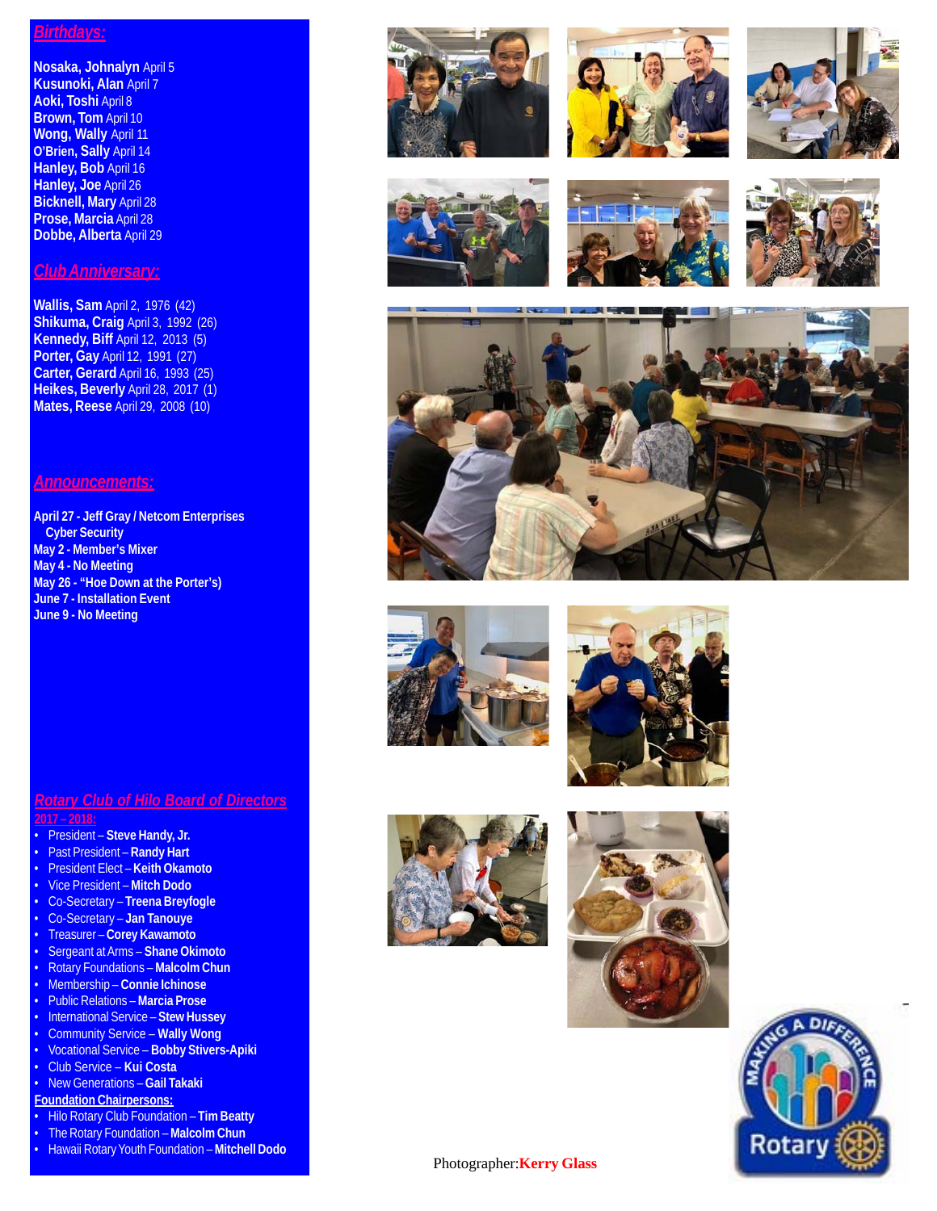## Birthdays:

**Nosaka, Johnalyn** April 5
**Kusunoki, Alan** April 7
**Aoki, Toshi** April 8
**Brown, Tom** April 10
**Wong, Wally** April 11
**O'Brien, Sally** April 14
**Hanley, Bob** April 16
**Hanley, Joe** April 26
**Bicknell, Mary** April 28
**Prose, Marcia** April 28
**Dobbe, Alberta** April 29

## Club Anniversary:

**Wallis, Sam** April 2, 1976 (42)
**Shikuma, Craig** April 3, 1992 (26)
**Kennedy, Biff** April 12, 2013 (5)
**Porter, Gay** April 12, 1991 (27)
**Carter, Gerard** April 16, 1993 (25)
**Heikes, Beverly** April 28, 2017 (1)
**Mates, Reese** April 29, 2008 (10)

## Announcements:

**April 27 - Jeff Gray / Netcom Enterprises
Cyber Security**
**May 2 - Member's Mixer**
**May 4 - No Meeting**
**May 26 - "Hoe Down at the Porter's)**
**June 7 - Installation Event**
**June 9 - No Meeting**

## Rotary Club of Hilo Board of Directors

2017 – 2018:

- President – **Steve Handy, Jr.**
- Past President – **Randy Hart**
- President Elect – **Keith Okamoto**
- Vice President – **Mitch Dodo**
- Co-Secretary – **Treena Breyfogle**
- Co-Secretary – **Jan Tanouye**
- Treasurer – **Corey Kawamoto**
- Sergeant at Arms – **Shane Okimoto**
- Rotary Foundations – **Malcolm Chun**
- Membership – **Connie Ichinose**
- Public Relations – **Marcia Prose**
- International Service – **Stew Hussey**
- Community Service – **Wally Wong**
- Vocational Service – **Bobby Stivers-Apiki**
- Club Service – **Kui Costa**
- New Generations – **Gail Takaki**

**Foundation Chairpersons:**

- Hilo Rotary Club Foundation – **Tim Beatty**
- The Rotary Foundation – **Malcolm Chun**
- Hawaii Rotary Youth Foundation – **Mitchell Dodo**

Photographer: **Kerry Glass**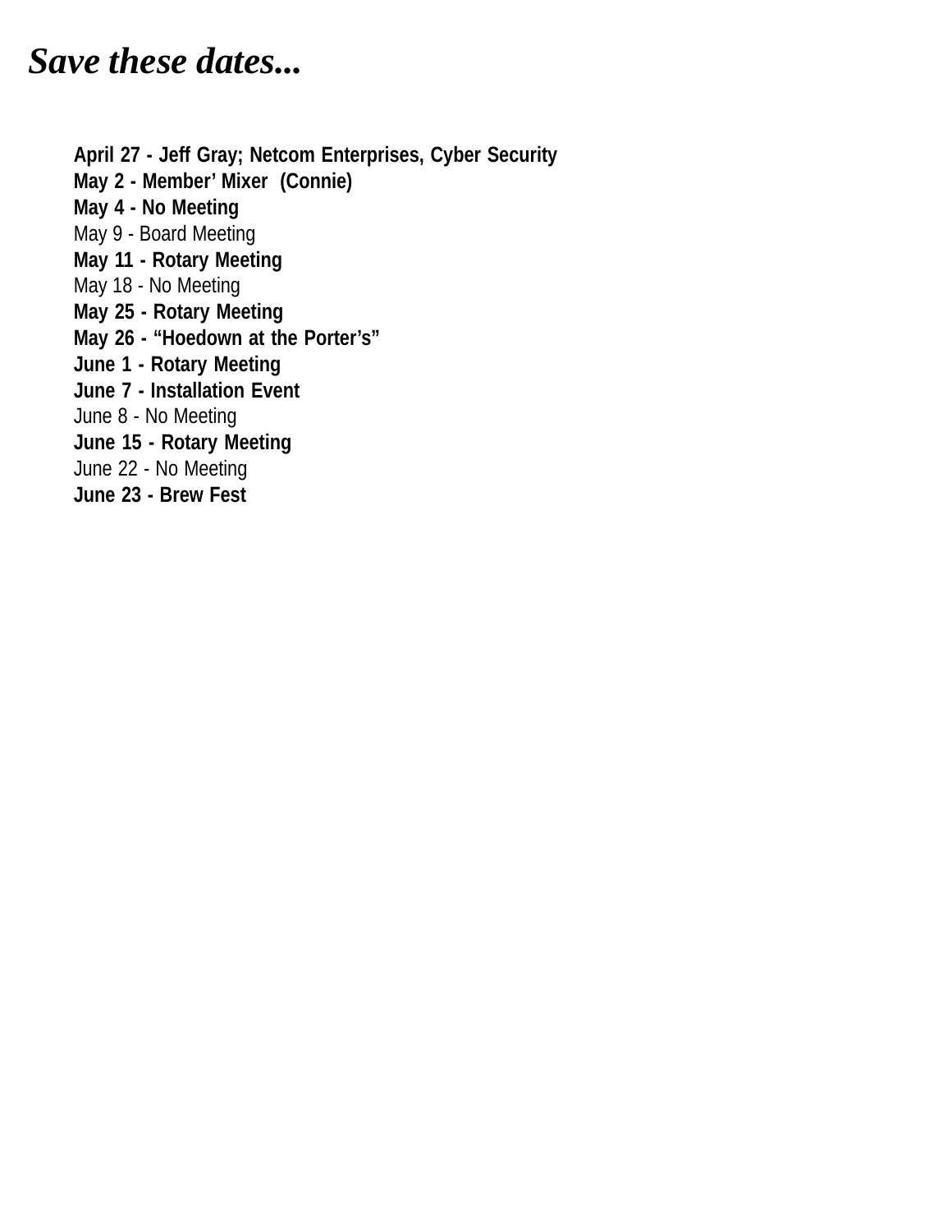# ***Save these dates...***

**April 27 - Jeff Gray; Netcom Enterprises, Cyber Security**  
**May 2 - Member' Mixer (Connie)**  
**May 4 - No Meeting**  
May 9 - Board Meeting  
**May 11 - Rotary Meeting**  
May 18 - No Meeting  
**May 25 - Rotary Meeting**  
**May 26 - "Hoedown at the Porter's"**  
**June 1 - Rotary Meeting**  
**June 7 - Installation Event**  
June 8 - No Meeting  
**June 15 - Rotary Meeting**  
June 22 - No Meeting  
**June 23 - Brew Fest**